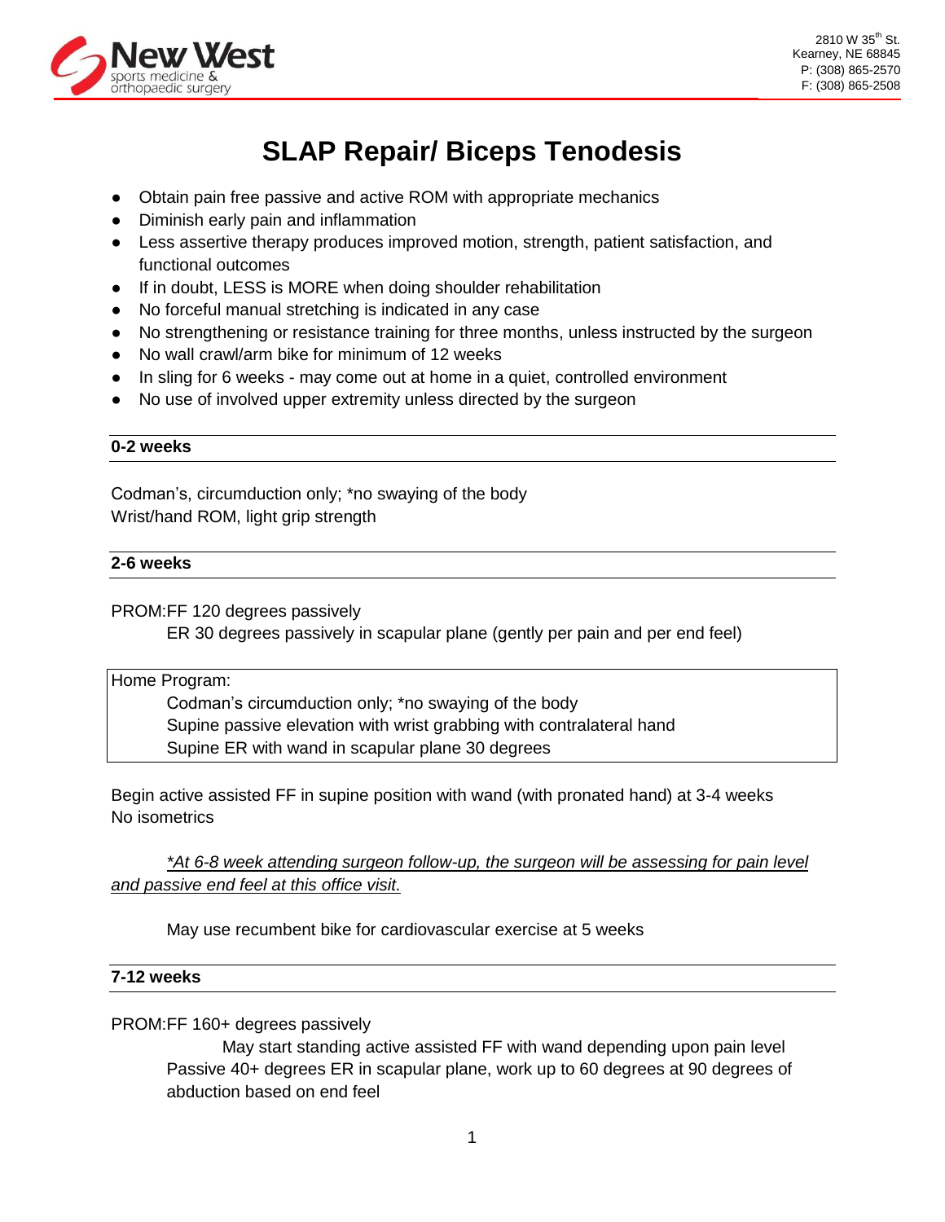New West sports medicine & orthopaedic surgery

2810 W 35th St.
Kearney, NE 68845
P: (308) 865-2570
F: (308) 865-2508

# SLAP Repair/ Biceps Tenodesis

- Obtain pain free passive and active ROM with appropriate mechanics
- Diminish early pain and inflammation
- Less assertive therapy produces improved motion, strength, patient satisfaction, and functional outcomes
- If in doubt, LESS is MORE when doing shoulder rehabilitation
- No forceful manual stretching is indicated in any case
- No strengthening or resistance training for three months, unless instructed by the surgeon
- No wall crawl/arm bike for minimum of 12 weeks
- In sling for 6 weeks - may come out at home in a quiet, controlled environment
- No use of involved upper extremity unless directed by the surgeon

## 0-2 weeks

Codman's, circumduction only; *no swaying of the body
Wrist/hand ROM, light grip strength

## 2-6 weeks

PROM:FF 120 degrees passively
ER 30 degrees passively in scapular plane (gently per pain and per end feel)

Home Program:
Codman's circumduction only; *no swaying of the body
Supine passive elevation with wrist grabbing with contralateral hand
Supine ER with wand in scapular plane 30 degrees

Begin active assisted FF in supine position with wand (with pronated hand) at 3-4 weeks
No isometrics

*__At 6-8 week attending surgeon follow-up, the surgeon will be assessing for pain level and passive end feel at this office visit.__*

May use recumbent bike for cardiovascular exercise at 5 weeks

## 7-12 weeks

PROM:FF 160+ degrees passively
May start standing active assisted FF with wand depending upon pain level
Passive 40+ degrees ER in scapular plane, work up to 60 degrees at 90 degrees of abduction based on end feel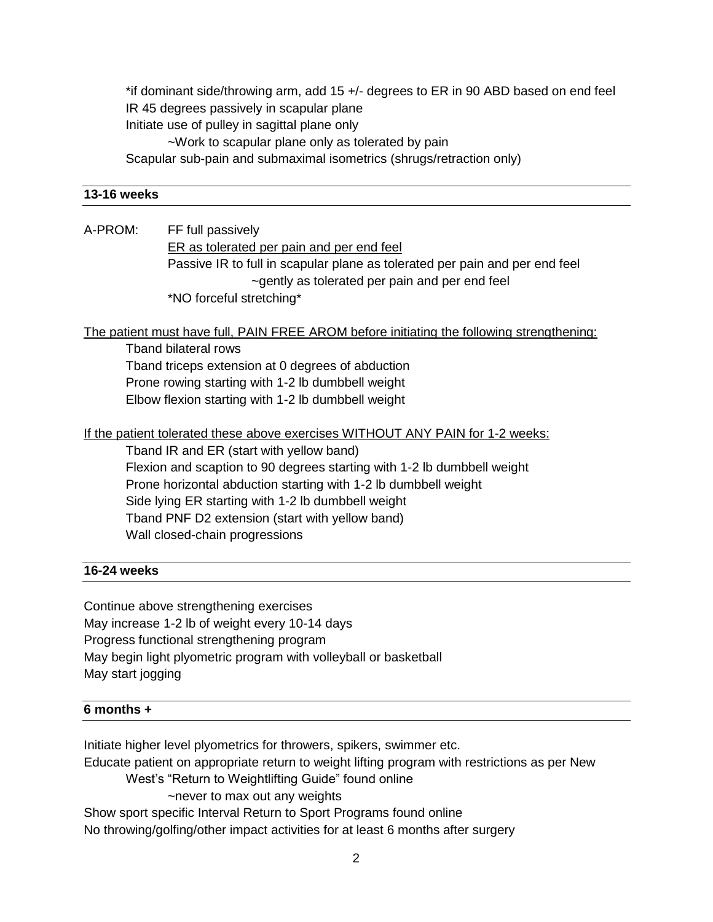*if dominant side/throwing arm, add 15 +/- degrees to ER in 90 ABD based on end feel

IR 45 degrees passively in scapular plane

Initiate use of pulley in sagittal plane only

~Work to scapular plane only as tolerated by pain

Scapular sub-pain and submaximal isometrics (shrugs/retraction only)

**13-16 weeks**

A-PROM: FF full passively

<u>ER as tolerated per pain and per end feel</u>

Passive IR to full in scapular plane as tolerated per pain and per end feel

~gently as tolerated per pain and per end feel

*NO forceful stretching*

<u>The patient must have full, PAIN FREE AROM before initiating the following strengthening:</u>

- Tband bilateral rows
- Tband triceps extension at 0 degrees of abduction
- Prone rowing starting with 1-2 lb dumbbell weight
- Elbow flexion starting with 1-2 lb dumbbell weight

<u>If the patient tolerated these above exercises WITHOUT ANY PAIN for 1-2 weeks:</u>

- Tband IR and ER (start with yellow band)
- Flexion and scaption to 90 degrees starting with 1-2 lb dumbbell weight
- Prone horizontal abduction starting with 1-2 lb dumbbell weight
- Side lying ER starting with 1-2 lb dumbbell weight
- Tband PNF D2 extension (start with yellow band)
- Wall closed-chain progressions

**16-24 weeks**

Continue above strengthening exercises

May increase 1-2 lb of weight every 10-14 days

Progress functional strengthening program

May begin light plyometric program with volleyball or basketball

May start jogging

**6 months +**

Initiate higher level plyometrics for throwers, spikers, swimmer etc.

Educate patient on appropriate return to weight lifting program with restrictions as per New West's "Return to Weightlifting Guide" found online

~never to max out any weights

Show sport specific Interval Return to Sport Programs found online

No throwing/golfing/other impact activities for at least 6 months after surgery